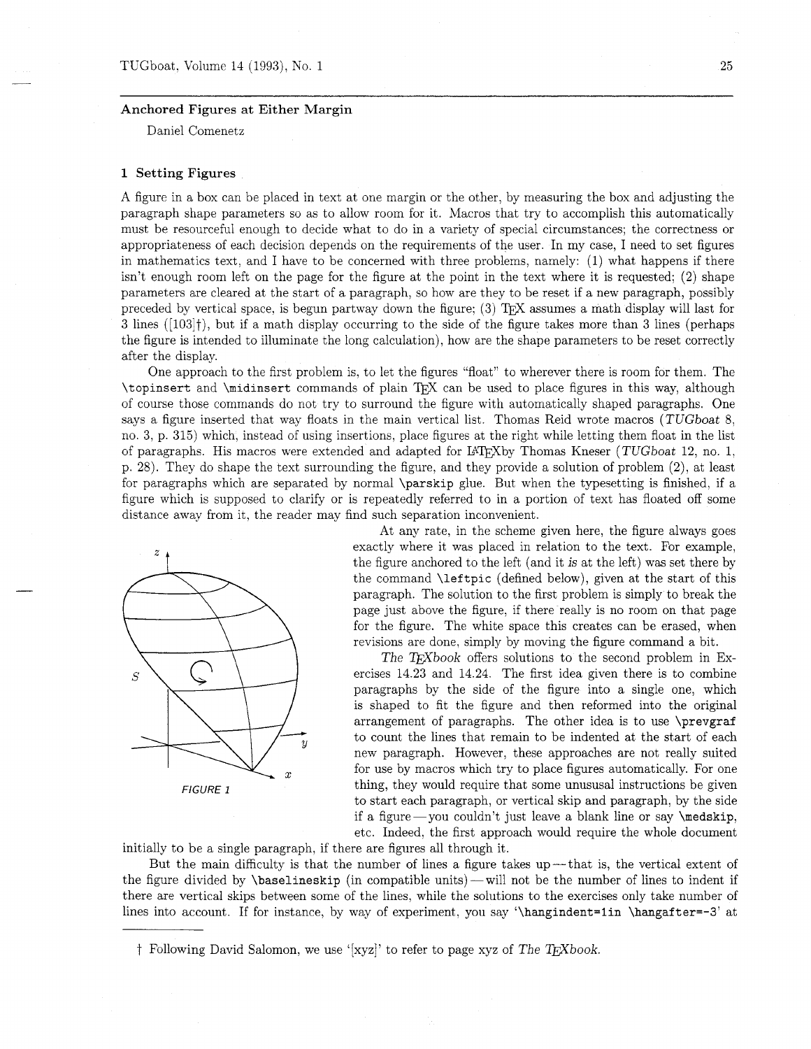## Anchored Figures at Either Margin

Daniel Comenetz

### 1 Setting Figures

A figure in a box can be placed in text at one margin or the other, by measuring the box and adjusting the paragraph shape parameters so as to allow room for it. Macros that try to accomplish this automatically must be resourceful enough to decide what to do in a variety of special circumstances; the correctness or appropriateness of each decision depends on the requirements of the user. In my case, I need to set figures in mathematics text, and I have to be concerned with three problems, namely: (1) what happens if there isn't enough room left on the page for the figure at the point in the text where it is requested; (2) shape parameters are cleared at the start of a paragraph, so how are they to be reset if a new paragraph, possibly preceded by vertical space, is begun partway down the figure; (3) TeX assumes a math display will last for 3 lines ([103]†), but if a math display occurring to the side of the figure takes more than 3 lines (perhaps the figure is intended to illuminate the long calculation), how are the shape parameters to be reset correctly after the display.

One approach to the first problem is, to let the figures "float" to wherever there is room for them. The `\topinsert` and `\midinsert` commands of plain TeX can be used to place figures in this way, although of course those commands do not try to surround the figure with automatically shaped paragraphs. One says a figure inserted that way floats in the main vertical list. Thomas Reid wrote macros (*TUGboat* 8, no. 3, p. 315) which, instead of using insertions, place figures at the right while letting them float in the list of paragraphs. His macros were extended and adapted for LaTeXby Thomas Kneser (*TUGboat* 12, no. 1, p. 28). They do shape the text surrounding the figure, and they provide a solution of problem (2), at least for paragraphs which are separated by normal `\parskip` glue. But when the typesetting is finished, if a figure which is supposed to clarify or is repeatedly referred to in a portion of text has floated off some distance away from it, the reader may find such separation inconvenient.

FIGURE 1

At any rate, in the scheme given here, the figure always goes exactly where it was placed in relation to the text. For example, the figure anchored to the left (and it *is* at the left) was set there by the command `\leftpic` (defined below), given at the start of this paragraph. The solution to the first problem is simply to break the page just above the figure, if there really is no room on that page for the figure. The white space this creates can be erased, when revisions are done, simply by moving the figure command a bit.

*The TeXbook* offers solutions to the second problem in Exercises 14.23 and 14.24. The first idea given there is to combine paragraphs by the side of the figure into a single one, which is shaped to fit the figure and then reformed into the original arrangement of paragraphs. The other idea is to use `\prevgraf` to count the lines that remain to be indented at the start of each new paragraph. However, these approaches are not really suited for use by macros which try to place figures automatically. For one thing, they would require that some unusual instructions be given to start each paragraph, or vertical skip and paragraph, by the side if a figure — you couldn't just leave a blank line or say `\medskip`, etc. Indeed, the first approach would require the whole document initially to be a single paragraph, if there are figures all through it.

But the main difficulty is that the number of lines a figure takes up — that is, the vertical extent of the figure divided by `\baselineskip` (in compatible units) — will not be the number of lines to indent if there are vertical skips between some of the lines, while the solutions to the exercises only take number of lines into account. If for instance, by way of experiment, you say '`\hangindent=1in \hangafter=-3`' at

† Following David Salomon, we use '[xyz]' to refer to page xyz of *The TeXbook*.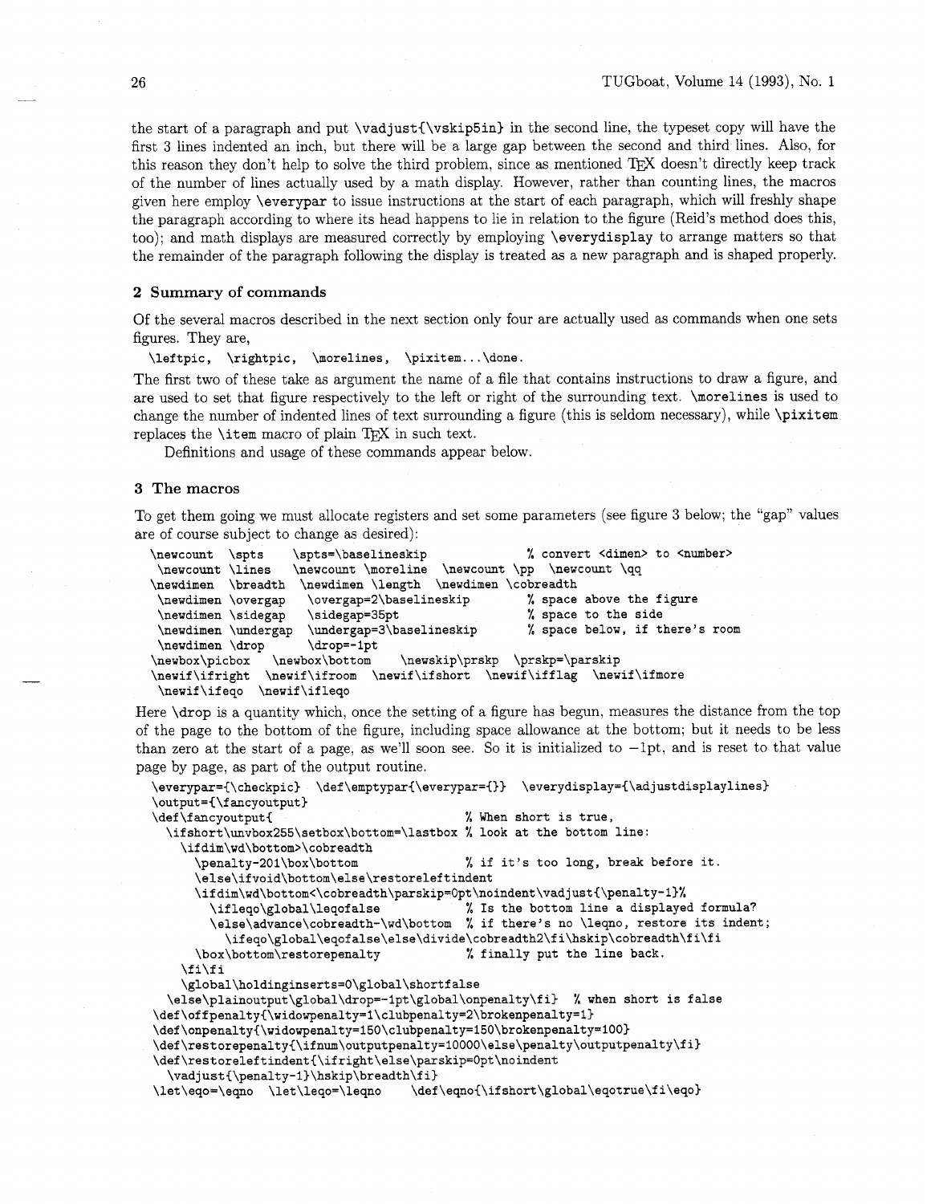the start of a paragraph and put `\vadjust{\vskip5in}` in the second line, the typeset copy will have the first 3 lines indented an inch, but there will be a large gap between the second and third lines. Also, for this reason they don't help to solve the third problem, since as mentioned TeX doesn't directly keep track of the number of lines actually used by a math display. However, rather than counting lines, the macros given here employ `\everypar` to issue instructions at the start of each paragraph, which will freshly shape the paragraph according to where its head happens to lie in relation to the figure (Reid's method does this, too); and math displays are measured correctly by employing `\everydisplay` to arrange matters so that the remainder of the paragraph following the display is treated as a new paragraph and is shaped properly.

## 2 Summary of commands

Of the several macros described in the next section only four are actually used as commands when one sets figures. They are,

`\leftpic, \rightpic, \morelines, \pixitem...\done.`

The first two of these take as argument the name of a file that contains instructions to draw a figure, and are used to set that figure respectively to the left or right of the surrounding text. `\morelines` is used to change the number of indented lines of text surrounding a figure (this is seldom necessary), while `\pixitem` replaces the `\item` macro of plain TeX in such text.

Definitions and usage of these commands appear below.

## 3 The macros

To get them going we must allocate registers and set some parameters (see figure 3 below; the "gap" values are of course subject to change as desired):

```
\newcount \spts    \spts=\baselineskip             % convert <dimen> to <number>
 \newcount \lines   \newcount \moreline  \newcount \pp  \newcount \qq
\newdimen  \breadth  \newdimen \length  \newdimen \cobreadth
 \newdimen \overgap   \overgap=2\baselineskip       % space above the figure
 \newdimen \sidegap   \sidegap=35pt                 % space to the side
 \newdimen \undergap  \undergap=3\baselineskip      % space below, if there's room
 \newdimen \drop      \drop=-1pt
\newbox\picbox   \newbox\bottom    \newskip\prskp  \prskp=\parskip
\newif\ifright  \newif\ifroom  \newif\ifshort  \newif\ifflag  \newif\ifmore
 \newif\ifeqo  \newif\ifleqo
```

Here `\drop` is a quantity which, once the setting of a figure has begun, measures the distance from the top of the page to the bottom of the figure, including space allowance at the bottom; but it needs to be less than zero at the start of a page, as we'll soon see. So it is initialized to −1pt, and is reset to that value page by page, as part of the output routine.

```
\everypar={\checkpic}  \def\emptypar{\everypar={}}  \everydisplay={\adjustdisplaylines}
\output={\fancyoutput}
\def\fancyoutput{                               % When short is true,
  \ifshort\unvbox255\setbox\bottom=\lastbox % look at the bottom line:
    \ifdim\wd\bottom>\cobreadth
      \penalty-201\box\bottom               % if it's too long, break before it.
      \else\ifvoid\bottom\else\restoreleftindent
      \ifdim\wd\bottom<\cobreadth\parskip=0pt\noindent\vadjust{\penalty-1}%
        \ifleqo\global\leqofalse            % Is the bottom line a displayed formula?
        \else\advance\cobreadth-\wd\bottom  % if there's no \leqno, restore its indent;
          \ifeqo\global\eqofalse\else\divide\cobreadth2\fi\hskip\cobreadth\fi\fi
      \box\bottom\restorepenalty            % finally put the line back.
    \fi\fi
    \global\holdinginserts=0\global\shortfalse
  \else\plainoutput\global\drop=-1pt\global\onpenalty\fi}  % when short is false
\def\offpenalty{\widowpenalty=1\clubpenalty=2\brokenpenalty=1}
\def\onpenalty{\widowpenalty=150\clubpenalty=150\brokenpenalty=100}
\def\restorepenalty{\ifnum\outputpenalty=10000\else\penalty\outputpenalty\fi}
\def\restoreleftindent{\ifright\else\parskip=0pt\noindent
  \vadjust{\penalty-1}\hskip\breadth\fi}
\let\eqo=\eqno  \let\leqo=\leqno    \def\eqno{\ifshort\global\eqotrue\fi\eqo}
```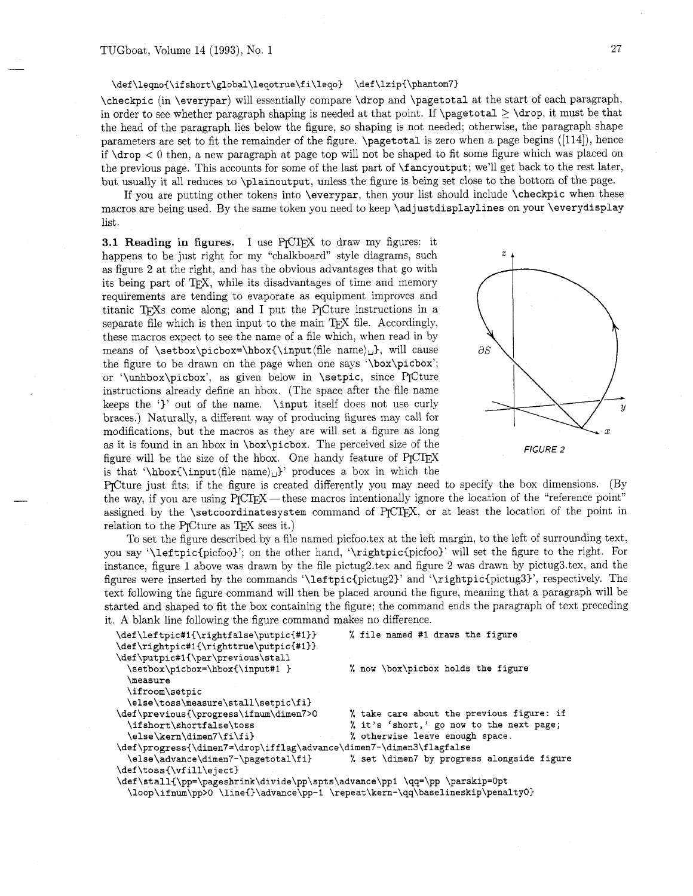```
\def\leqno{\ifshort\global\leqotrue\fi\leqo}  \def\lzip{\phantom7}
```

`\checkpic` (in `\everypar`) will essentially compare `\drop` and `\pagetotal` at the start of each paragraph, in order to see whether paragraph shaping is needed at that point. If `\pagetotal` $\geq$ `\drop`, it must be that the head of the paragraph lies below the figure, so shaping is not needed; otherwise, the paragraph shape parameters are set to fit the remainder of the figure. `\pagetotal` is zero when a page begins ([114]), hence if `\drop` $< 0$ then, a new paragraph at page top will not be shaped to fit some figure which was placed on the previous page. This accounts for some of the last part of `\fancyoutput`; we'll get back to the rest later, but usually it all reduces to `\plainoutput`, unless the figure is being set close to the bottom of the page.

If you are putting other tokens into `\everypar`, then your list should include `\checkpic` when these macros are being used. By the same token you need to keep `\adjustdisplaylines` on your `\everydisplay` list.

**3.1 Reading in figures.** I use PICTEX to draw my figures: it happens to be just right for my "chalkboard" style diagrams, such as figure 2 at the right, and has the obvious advantages that go with its being part of TEX, while its disadvantages of time and memory requirements are tending to evaporate as equipment improves and titanic TEXs come along; and I put the PICture instructions in a separate file which is then input to the main TEX file. Accordingly, these macros expect to see the name of a file which, when read in by means of `\setbox\picbox=\hbox{\input`⟨file name⟩␣`}`, will cause the figure to be drawn on the page when one says '`\box\picbox`'; or '`\unhbox\picbox`', as given below in `\setpic`, since PICture instructions already define an hbox. (The space after the file name keeps the '`}`' out of the name. `\input` itself does not use curly braces.) Naturally, a different way of producing figures may call for modifications, but the macros as they are will set a figure as long as it is found in an hbox in `\box\picbox`. The perceived size of the figure will be the size of the hbox. One handy feature of PICTEX is that '`\hbox{\input`⟨file name⟩␣`}`' produces a box in which the PICture just fits; if the figure is created differently you may need to specify the box dimensions. (By the way, if you are using PICTEX — these macros intentionally ignore the location of the "reference point" assigned by the `\setcoordinatesystem` command of PICTEX, or at least the location of the point in relation to the PICture as TEX sees it.)

*FIGURE 2*

To set the figure described by a file named picfoo.tex at the left margin, to the left of surrounding text, you say '`\leftpic{picfoo}`'; on the other hand, '`\rightpic{picfoo}`' will set the figure to the right. For instance, figure 1 above was drawn by the file pictug2.tex and figure 2 was drawn by pictug3.tex, and the figures were inserted by the commands '`\leftpic{pictug2}`' and '`\rightpic{pictug3}`', respectively. The text following the figure command will then be placed around the figure, meaning that a paragraph will be started and shaped to fit the box containing the figure; the command ends the paragraph of text preceding it. A blank line following the figure command makes no difference.

```
\def\leftpic#1{\rightfalse\putpic{#1}}      % file named #1 draws the figure
\def\rightpic#1{\righttrue\putpic{#1}}
\def\putpic#1{\par\previous\stall
  \setbox\picbox=\hbox{\input#1 }           % now \box\picbox holds the figure
  \measure
  \ifroom\setpic
  \else\toss\measure\stall\setpic\fi}
\def\previous{\progress\ifnum\dimen7>0      % take care about the previous figure: if
  \ifshort\shortfalse\toss                  % it's 'short,' go now to the next page;
  \else\kern\dimen7\fi\fi}                  % otherwise leave enough space.
\def\progress{\dimen7=\drop\ifflag\advance\dimen7-\dimen3\flagfalse
  \else\advance\dimen7-\pagetotal\fi}       % set \dimen7 by progress alongside figure
\def\toss{\vfill\eject}
\def\stall{\pp=\pageshrink\divide\pp\spts\advance\pp1 \qq=\pp \parskip=0pt
  \loop\ifnum\pp>0 \line{}\advance\pp-1 \repeat\kern-\qq\baselineskip\penalty0}
```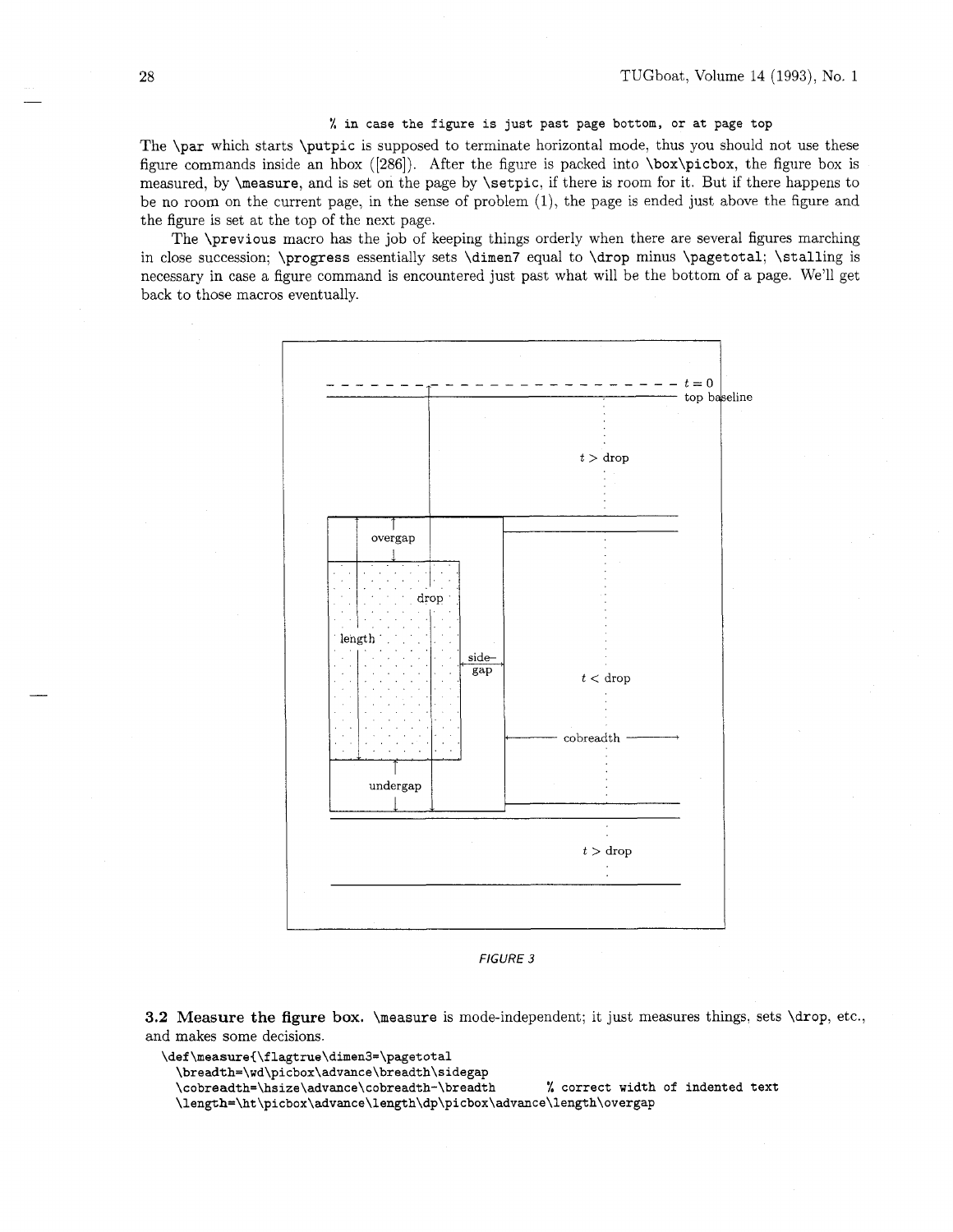```
% in case the figure is just past page bottom, or at page top
```

The `\par` which starts `\putpic` is supposed to terminate horizontal mode, thus you should not use these figure commands inside an hbox ([286]). After the figure is packed into `\box\picbox`, the figure box is measured, by `\measure`, and is set on the page by `\setpic`, if there is room for it. But if there happens to be no room on the current page, in the sense of problem (1), the page is ended just above the figure and the figure is set at the top of the next page.

The `\previous` macro has the job of keeping things orderly when there are several figures marching in close succession; `\progress` essentially sets `\dimen7` equal to `\drop` minus `\pagetotal`; `\stalling` is necessary in case a figure command is encountered just past what will be the bottom of a page. We'll get back to those macros eventually.

*FIGURE 3*

**3.2 Measure the figure box.** `\measure` is mode-independent; it just measures things, sets `\drop`, etc., and makes some decisions.

```
\def\measure{\flagtrue\dimen3=\pagetotal
  \breadth=\wd\picbox\advance\breadth\sidegap
  \cobreadth=\hsize\advance\cobreadth-\breadth       % correct width of indented text
  \length=\ht\picbox\advance\length\dp\picbox\advance\length\overgap
```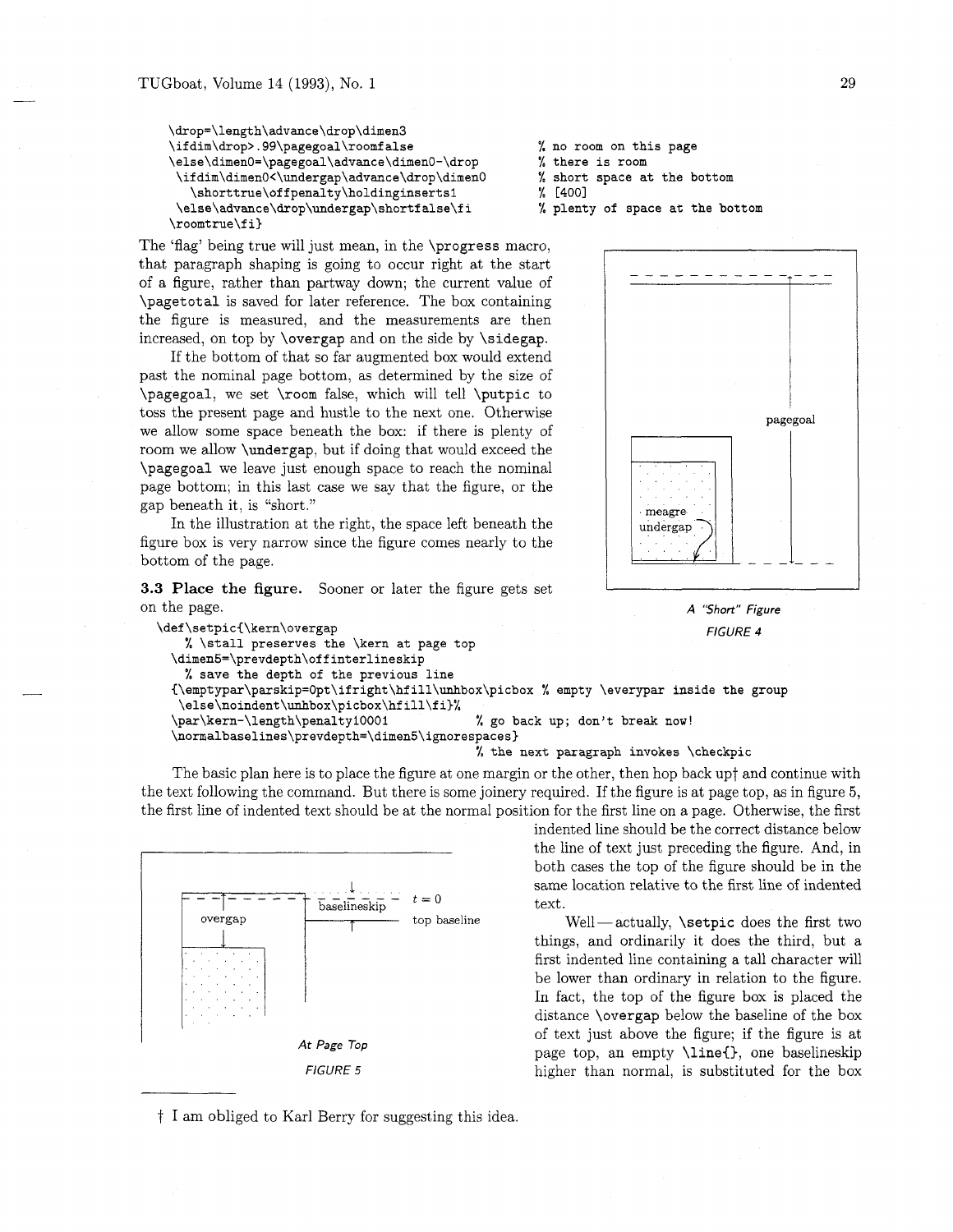```
\drop=\length\advance\drop\dimen3
\ifdim\drop>.99\pagegoal\roomfalse                    % no room on this page
\else\dimen0=\pagegoal\advance\dimen0-\drop           % there is room
 \ifdim\dimen0<\undergap\advance\drop\dimen0          % short space at the bottom
   \shorttrue\offpenalty\holdinginserts1              % [400]
 \else\advance\drop\undergap\shortfalse\fi            % plenty of space at the bottom
\roomtrue\fi}
```

The 'flag' being true will just mean, in the `\progress` macro, that paragraph shaping is going to occur right at the start of a figure, rather than partway down; the current value of `\pagetotal` is saved for later reference. The box containing the figure is measured, and the measurements are then increased, on top by `\overgap` and on the side by `\sidegap`.

If the bottom of that so far augmented box would extend past the nominal page bottom, as determined by the size of `\pagegoal`, we set `\room` false, which will tell `\putpic` to toss the present page and hustle to the next one. Otherwise we allow some space beneath the box: if there is plenty of room we allow `\undergap`, but if doing that would exceed the `\pagegoal` we leave just enough space to reach the nominal page bottom; in this last case we say that the figure, or the gap beneath it, is "short."

In the illustration at the right, the space left beneath the figure box is very narrow since the figure comes nearly to the bottom of the page.

pagegoal

meagre undergap

*A "Short" Figure*

*FIGURE 4*

**3.3 Place the figure.** Sooner or later the figure gets set on the page.

```
\def\setpic{\kern\overgap
    % \stall preserves the \kern at page top
  \dimen5=\prevdepth\offinterlineskip
    % save the depth of the previous line
  {\emptypar\parskip=0pt\ifright\hfill\unhbox\picbox % empty \everypar inside the group
   \else\noindent\unhbox\picbox\hfill\fi}%
  \par\kern-\length\penalty10001            % go back up; don't break now!
  \normalbaselines\prevdepth=\dimen5\ignorespaces}
                                             % the next paragraph invokes \checkpic
```

The basic plan here is to place the figure at one margin or the other, then hop back up† and continue with the text following the command. But there is some joinery required. If the figure is at page top, as in figure 5, the first line of indented text should be at the normal position for the first line on a page. Otherwise, the first indented line should be the correct distance below the line of text just preceding the figure. And, in both cases the top of the figure should be in the same location relative to the first line of indented text.

overgap

baselineskip

$t = 0$

top baseline

*At Page Top*

*FIGURE 5*

Well—actually, `\setpic` does the first two things, and ordinarily it does the third, but a first indented line containing a tall character will be lower than ordinary in relation to the figure. In fact, the top of the figure box is placed the distance `\overgap` below the baseline of the box of text just above the figure; if the figure is at page top, an empty `\line{}`, one baselineskip higher than normal, is substituted for the box

---

† I am obliged to Karl Berry for suggesting this idea.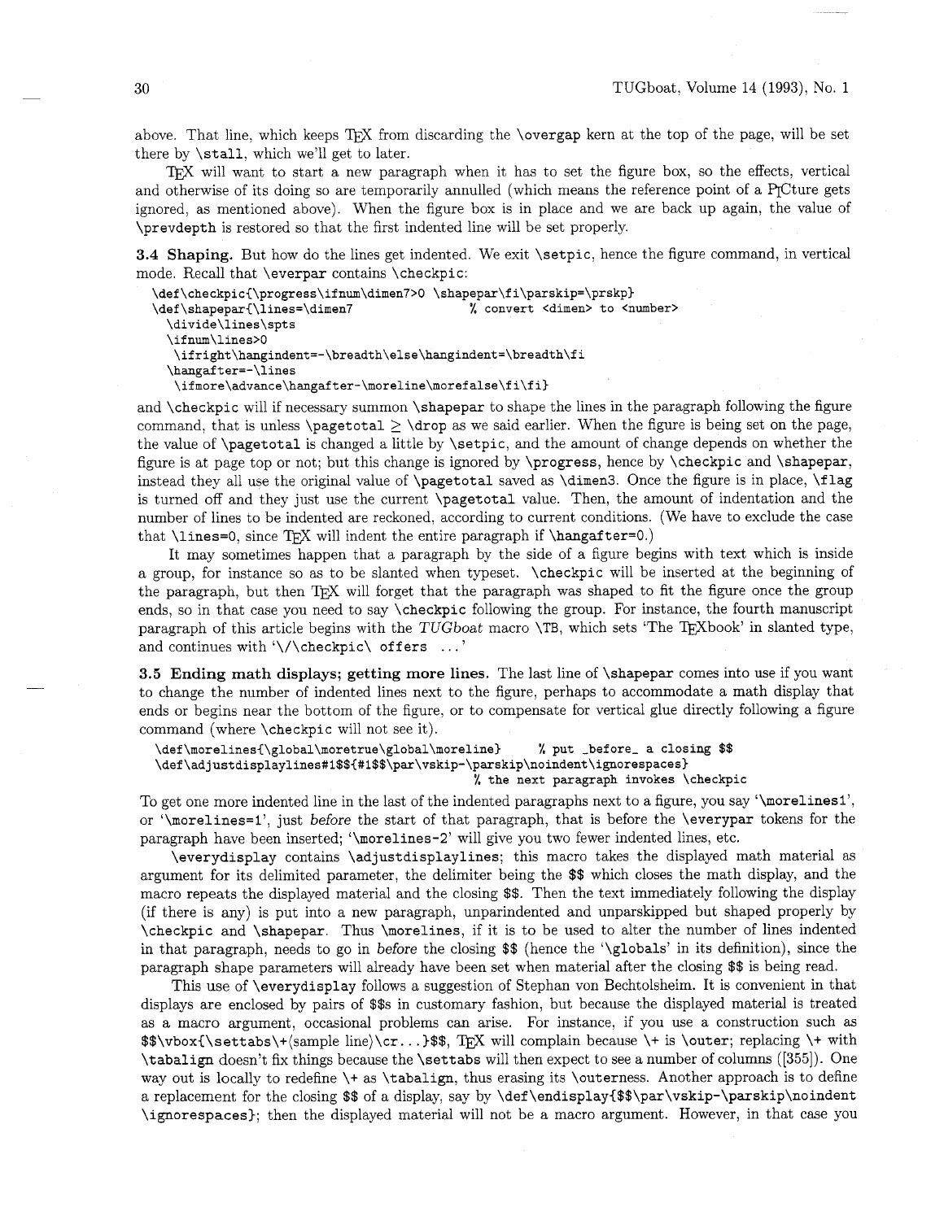above. That line, which keeps TEX from discarding the `\overgap` kern at the top of the page, will be set there by `\stall`, which we'll get to later.

TEX will want to start a new paragraph when it has to set the figure box, so the effects, vertical and otherwise of its doing so are temporarily annulled (which means the reference point of a PICture gets ignored, as mentioned above). When the figure box is in place and we are back up again, the value of `\prevdepth` is restored so that the first indented line will be set properly.

**3.4 Shaping.** But how do the lines get indented. We exit `\setpic`, hence the figure command, in vertical mode. Recall that `\everpar` contains `\checkpic`:

```
\def\checkpic{\progress\ifnum\dimen7>0 \shapepar\fi\parskip=\prskp}
\def\shapepar{\lines=\dimen7                % convert <dimen> to <number>
  \divide\lines\spts
  \ifnum\lines>0
   \ifright\hangindent=-\breadth\else\hangindent=\breadth\fi
  \hangafter=-\lines
   \ifmore\advance\hangafter-\moreline\morefalse\fi\fi}
```

and `\checkpic` will if necessary summon `\shapepar` to shape the lines in the paragraph following the figure command, that is unless `\pagetotal` ≥ `\drop` as we said earlier. When the figure is being set on the page, the value of `\pagetotal` is changed a little by `\setpic`, and the amount of change depends on whether the figure is at page top or not; but this change is ignored by `\progress`, hence by `\checkpic` and `\shapepar`, instead they all use the original value of `\pagetotal` saved as `\dimen3`. Once the figure is in place, `\flag` is turned off and they just use the current `\pagetotal` value. Then, the amount of indentation and the number of lines to be indented are reckoned, according to current conditions. (We have to exclude the case that `\lines=0`, since TEX will indent the entire paragraph if `\hangafter=0`.)

It may sometimes happen that a paragraph by the side of a figure begins with text which is inside a group, for instance so as to be slanted when typeset. `\checkpic` will be inserted at the beginning of the paragraph, but then TEX will forget that the paragraph was shaped to fit the figure once the group ends, so in that case you need to say `\checkpic` following the group. For instance, the fourth manuscript paragraph of this article begins with the *TUGboat* macro `\TB`, which sets 'The TEXbook' in slanted type, and continues with '`\/\checkpic\ offers ...`'

**3.5 Ending math displays; getting more lines.** The last line of `\shapepar` comes into use if you want to change the number of indented lines next to the figure, perhaps to accommodate a math display that ends or begins near the bottom of the figure, or to compensate for vertical glue directly following a figure command (where `\checkpic` will not see it).

```
\def\morelines{\global\moretrue\global\moreline}     % put _before_ a closing $$
\def\adjustdisplaylines#1$${#1$$\par\vskip-\parskip\noindent\ignorespaces}
                                       % the next paragraph invokes \checkpic
```

To get one more indented line in the last of the indented paragraphs next to a figure, you say '`\morelines1`', or '`\morelines=1`', just *before* the start of that paragraph, that is before the `\everypar` tokens for the paragraph have been inserted; '`\morelines-2`' will give you two fewer indented lines, etc.

`\everydisplay` contains `\adjustdisplaylines`; this macro takes the displayed math material as argument for its delimited parameter, the delimiter being the `$$` which closes the math display, and the macro repeats the displayed material and the closing `$$`. Then the text immediately following the display (if there is any) is put into a new paragraph, unparindented and unparskipped but shaped properly by `\checkpic` and `\shapepar`. Thus `\morelines`, if it is to be used to alter the number of lines indented in that paragraph, needs to go in *before* the closing `$$` (hence the '`\global`s' in its definition), since the paragraph shape parameters will already have been set when material after the closing `$$` is being read.

This use of `\everydisplay` follows a suggestion of Stephan von Bechtolsheim. It is convenient in that displays are enclosed by pairs of `$$`s in customary fashion, but because the displayed material is treated as a macro argument, occasional problems can arise. For instance, if you use a construction such as `$$\vbox{\settabs\+`⟨sample line⟩`\cr...}$$`, TEX will complain because `\+` is `\outer`; replacing `\+` with `\tabalign` doesn't fix things because the `\settabs` will then expect to see a number of columns ([355]). One way out is locally to redefine `\+` as `\tabalign`, thus erasing its `\outer`ness. Another approach is to define a replacement for the closing `$$` of a display, say by `\def\endisplay{$$\par\vskip-\parskip\noindent \ignorespaces}`; then the displayed material will not be a macro argument. However, in that case you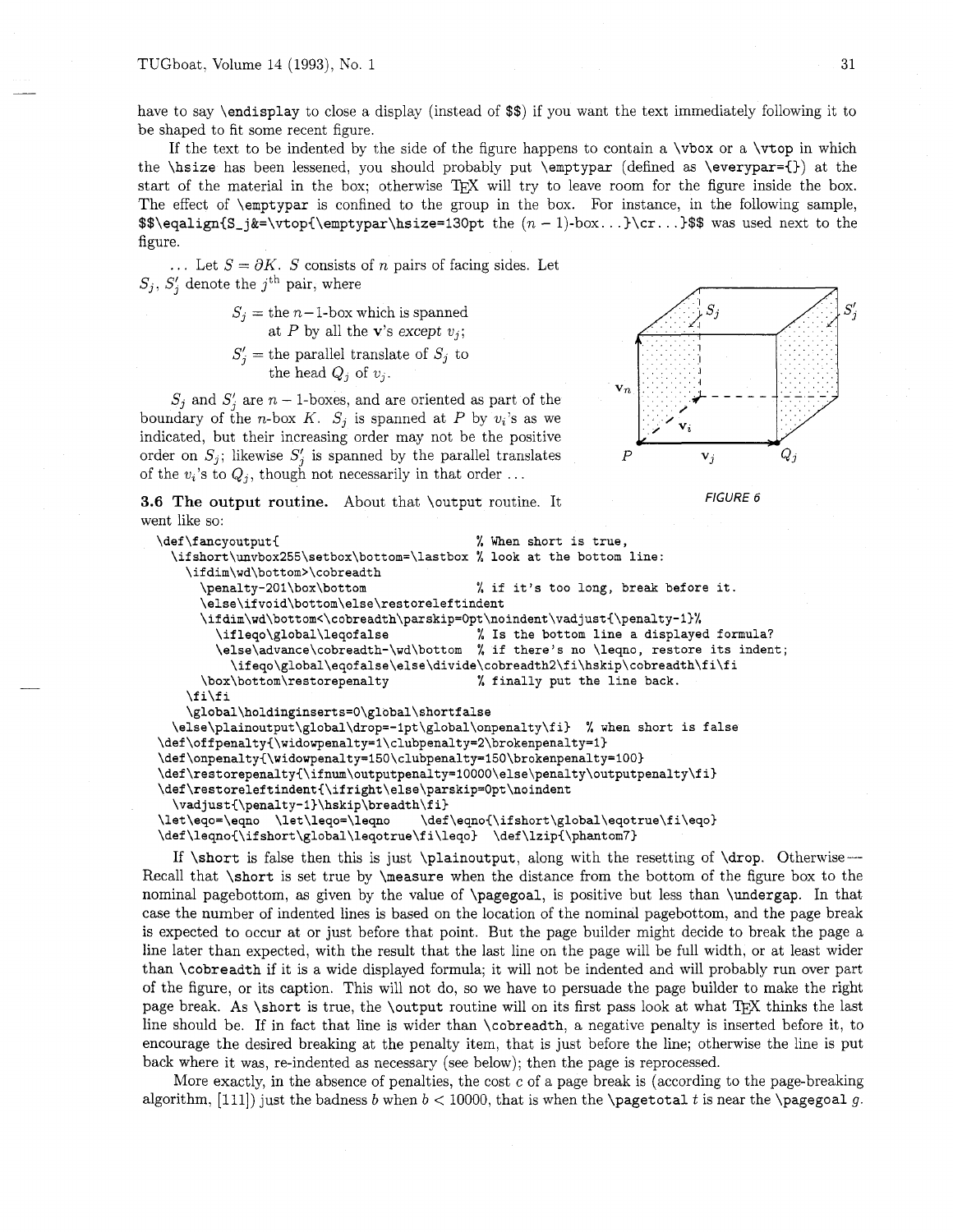have to say `\enddisplay` to close a display (instead of `$$`) if you want the text immediately following it to be shaped to fit some recent figure.

If the text to be indented by the side of the figure happens to contain a `\vbox` or a `\vtop` in which the `\hsize` has been lessened, you should probably put `\emptypar` (defined as `\everypar={}`) at the start of the material in the box; otherwise TeX will try to leave room for the figure inside the box. The effect of `\emptypar` is confined to the group in the box. For instance, in the following sample, `$$\eqalign{S_j&=\vtop{\emptypar\hsize=130pt the (n − 1)-box...}\cr...}$$` was used next to the figure.

... Let $S = \partial K$. $S$ consists of $n$ pairs of facing sides. Let $S_j$, $S'_j$ denote the $j^{\rm th}$ pair, where

$$S_j = \text{the } n{-}1\text{-box which is spanned at } P \text{ by all the } \mathbf{v}\text{'s } \textit{except } v_j;$$

$$S'_j = \text{the parallel translate of } S_j \text{ to the head } Q_j \text{ of } v_j.$$

$S_j$ and $S'_j$ are $n-1$-boxes, and are oriented as part of the boundary of the $n$-box $K$. $S_j$ is spanned at $P$ by $v_i$'s as we indicated, but their increasing order may not be the positive order on $S_j$; likewise $S'_j$ is spanned by the parallel translates of the $v_i$'s to $Q_j$, though not necessarily in that order ...

FIGURE 6

### 3.6 The output routine.

About that `\output` routine. It went like so:

```
\def\fancyoutput{                               % When short is true,
  \ifshort\unvbox255\setbox\bottom=\lastbox % look at the bottom line:
    \ifdim\wd\bottom>\cobreadth
      \penalty-201\box\bottom              % if it's too long, break before it.
      \else\ifvoid\bottom\else\restoreleftindent
      \ifdim\wd\bottom<\cobreadth\parskip=0pt\noindent\vadjust{\penalty-1}%
        \ifleqo\global\leqofalse           % Is the bottom line a displayed formula?
        \else\advance\cobreadth-\wd\bottom  % if there's no \leqno, restore its indent;
          \ifeqo\global\eqofalse\else\divide\cobreadth2\fi\hskip\cobreadth\fi\fi
      \box\bottom\restorepenalty          % finally put the line back.
    \fi\fi
    \global\holdinginserts=0\global\shortfalse
  \else\plainoutput\global\drop=-1pt\global\onpenalty\fi}  % when short is false
\def\offpenalty{\widowpenalty=1\clubpenalty=2\brokenpenalty=1}
\def\onpenalty{\widowpenalty=150\clubpenalty=150\brokenpenalty=100}
\def\restorepenalty{\ifnum\outputpenalty=10000\else\penalty\outputpenalty\fi}
\def\restoreleftindent{\ifright\else\parskip=0pt\noindent
  \vadjust{\penalty-1}\hskip\breadth\fi}
\let\eqo=\eqno  \let\leqo=\leqno    \def\eqno{\ifshort\global\eqotrue\fi\eqo}
\def\leqno{\ifshort\global\leqotrue\fi\leqo}  \def\lzip{\phantom7}
```

If `\short` is false then this is just `\plainoutput`, along with the resetting of `\drop`. Otherwise— Recall that `\short` is set true by `\measure` when the distance from the bottom of the figure box to the nominal pagebottom, as given by the value of `\pagegoal`, is positive but less than `\undergap`. In that case the number of indented lines is based on the location of the nominal pagebottom, and the page break is expected to occur at or just before that point. But the page builder might decide to break the page a line later than expected, with the result that the last line on the page will be full width, or at least wider than `\cobreadth` if it is a wide displayed formula; it will not be indented and will probably run over part of the figure, or its caption. This will not do, so we have to persuade the page builder to make the right page break. As `\short` is true, the `\output` routine will on its first pass look at what TeX thinks the last line should be. If in fact that line is wider than `\cobreadth`, a negative penalty is inserted before it, to encourage the desired breaking at the penalty item, that is just before the line; otherwise the line is put back where it was, re-indented as necessary (see below); then the page is reprocessed.

More exactly, in the absence of penalties, the cost $c$ of a page break is (according to the page-breaking algorithm, [111]) just the badness $b$ when $b < 10000$, that is when the `\pagetotal` $t$ is near the `\pagegoal` $g$.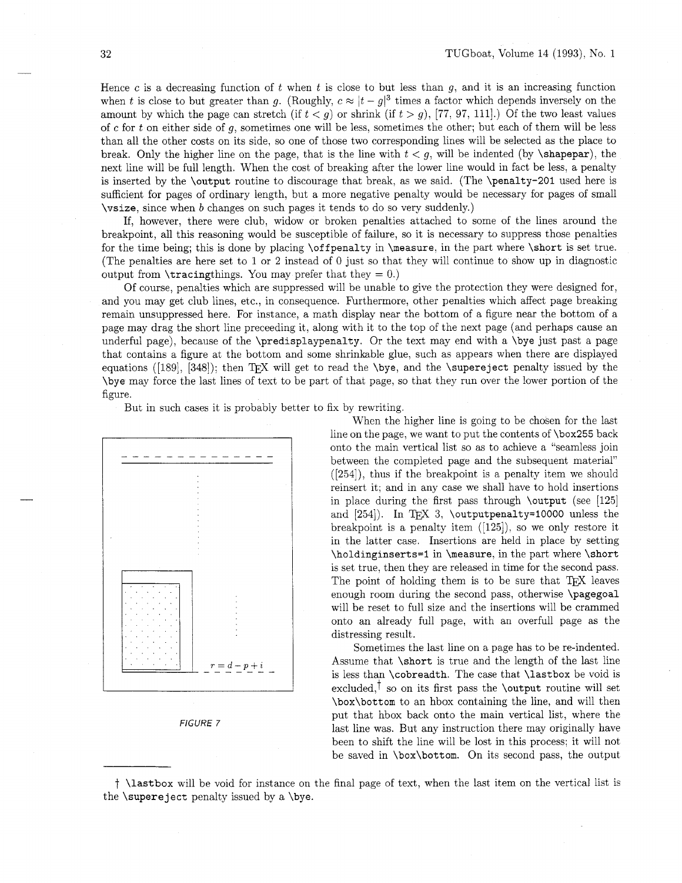Hence $c$ is a decreasing function of $t$ when $t$ is close to but less than $g$, and it is an increasing function when $t$ is close to but greater than $g$. (Roughly, $c \approx |t - g|^3$ times a factor which depends inversely on the amount by which the page can stretch (if $t < g$) or shrink (if $t > g$), [77, 97, 111].) Of the two least values of $c$ for $t$ on either side of $g$, sometimes one will be less, sometimes the other; but each of them will be less than all the other costs on its side, so one of those two corresponding lines will be selected as the place to break. Only the higher line on the page, that is the line with $t < g$, will be indented (by `\shapepar`), the next line will be full length. When the cost of breaking after the lower line would in fact be less, a penalty is inserted by the `\output` routine to discourage that break, as we said. (The `\penalty-201` used here is sufficient for pages of ordinary length, but a more negative penalty would be necessary for pages of small `\vsize`, since when $b$ changes on such pages it tends to do so very suddenly.)

If, however, there were club, widow or broken penalties attached to some of the lines around the breakpoint, all this reasoning would be susceptible of failure, so it is necessary to suppress those penalties for the time being; this is done by placing `\offpenalty` in `\measure`, in the part where `\short` is set true. (The penalties are here set to 1 or 2 instead of 0 just so that they will continue to show up in diagnostic output from `\tracing`things. You may prefer that they = 0.)

Of course, penalties which are suppressed will be unable to give the protection they were designed for, and you may get club lines, etc., in consequence. Furthermore, other penalties which affect page breaking remain unsuppressed here. For instance, a math display near the bottom of a figure near the bottom of a page may drag the short line preceeding it, along with it to the top of the next page (and perhaps cause an underful page), because of the `\predisplaypenalty`. Or the text may end with a `\bye` just past a page that contains a figure at the bottom and some shrinkable glue, such as appears when there are displayed equations ([189], [348]); then TeX will get to read the `\bye`, and the `\supereject` penalty issued by the `\bye` may force the last lines of text to be part of that page, so that they run over the lower portion of the figure.

But in such cases it is probably better to fix by rewriting.

$r = d - p + i$

FIGURE 7

When the higher line is going to be chosen for the last line on the page, we want to put the contents of `\box255` back onto the main vertical list so as to achieve a "seamless join between the completed page and the subsequent material" ([254]), thus if the breakpoint is a penalty item we should reinsert it; and in any case we shall have to hold insertions in place during the first pass through `\output` (see [125] and [254]). In TeX 3, `\outputpenalty=10000` unless the breakpoint is a penalty item ([125]), so we only restore it in the latter case. Insertions are held in place by setting `\holdinginserts=1` in `\measure`, in the part where `\short` is set true, then they are released in time for the second pass. The point of holding them is to be sure that TeX leaves enough room during the second pass, otherwise `\pagegoal` will be reset to full size and the insertions will be crammed onto an already full page, with an overfull page as the distressing result.

Sometimes the last line on a page has to be re-indented. Assume that `\short` is true and the length of the last line is less than `\cobreadth`. The case that `\lastbox` be void is excluded,† so on its first pass the `\output` routine will set `\box\bottom` to an hbox containing the line, and will then put that hbox back onto the main vertical list, where the last line was. But any instruction there may originally have been to shift the line will be lost in this process; it will not be saved in `\box\bottom`. On its second pass, the output

† `\lastbox` will be void for instance on the final page of text, when the last item on the vertical list is the `\supereject` penalty issued by a `\bye`.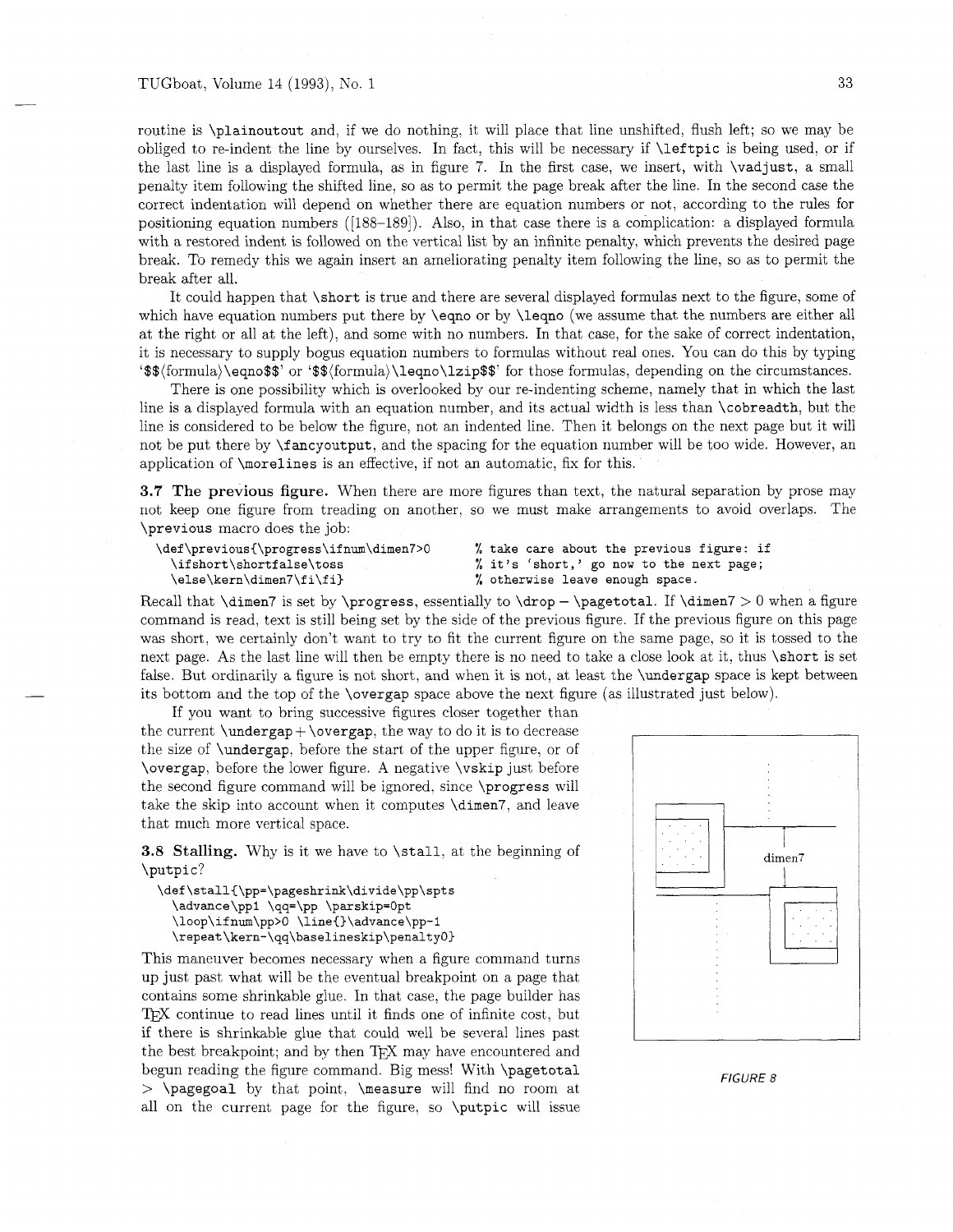routine is `\plainoutout` and, if we do nothing, it will place that line unshifted, flush left; so we may be obliged to re-indent the line by ourselves. In fact, this will be necessary if `\leftpic` is being used, or if the last line is a displayed formula, as in figure 7. In the first case, we insert, with `\vadjust`, a small penalty item following the shifted line, so as to permit the page break after the line. In the second case the correct indentation will depend on whether there are equation numbers or not, according to the rules for positioning equation numbers ([188–189]). Also, in that case there is a complication: a displayed formula with a restored indent is followed on the vertical list by an infinite penalty, which prevents the desired page break. To remedy this we again insert an ameliorating penalty item following the line, so as to permit the break after all.

It could happen that `\short` is true and there are several displayed formulas next to the figure, some of which have equation numbers put there by `\eqno` or by `\leqno` (we assume that the numbers are either all at the right or all at the left), and some with no numbers. In that case, for the sake of correct indentation, it is necessary to supply bogus equation numbers to formulas without real ones. You can do this by typing '`$$`⟨formula⟩`\eqno$$`' or '`$$`⟨formula⟩`\leqno\lzip$$`' for those formulas, depending on the circumstances.

There is one possibility which is overlooked by our re-indenting scheme, namely that in which the last line is a displayed formula with an equation number, and its actual width is less than `\cobreadth`, but the line is considered to be below the figure, not an indented line. Then it belongs on the next page but it will not be put there by `\fancyoutput`, and the spacing for the equation number will be too wide. However, an application of `\morelines` is an effective, if not an automatic, fix for this.

**3.7 The previous figure.** When there are more figures than text, the natural separation by prose may not keep one figure from treading on another, so we must make arrangements to avoid overlaps. The `\previous` macro does the job:

```
\def\previous{\progress\ifnum\dimen7>0      % take care about the previous figure: if
   \ifshort\shortfalse\toss                 % it's 'short,' go now to the next page;
   \else\kern\dimen7\fi\fi}                 % otherwise leave enough space.
```

Recall that `\dimen7` is set by `\progress`, essentially to `\drop` − `\pagetotal`. If `\dimen7` > 0 when a figure command is read, text is still being set by the side of the previous figure. If the previous figure on this page was short, we certainly don't want to try to fit the current figure on the same page, so it is tossed to the next page. As the last line will then be empty there is no need to take a close look at it, thus `\short` is set false. But ordinarily a figure is not short, and when it is not, at least the `\undergap` space is kept between its bottom and the top of the `\overgap` space above the next figure (as illustrated just below).

If you want to bring successive figures closer together than the current `\undergap` + `\overgap`, the way to do it is to decrease the size of `\undergap`, before the start of the upper figure, or of `\overgap`, before the lower figure. A negative `\vskip` just before the second figure command will be ignored, since `\progress` will take the skip into account when it computes `\dimen7`, and leave that much more vertical space.

FIGURE 8

**3.8 Stalling.** Why is it we have to `\stall`, at the beginning of `\putpic`?

```
\def\stall{\pp=\pageshrink\divide\pp\spts
   \advance\pp1 \qq=\pp \parskip=0pt
   \loop\ifnum\pp>0 \line{}\advance\pp-1
   \repeat\kern-\qq\baselineskip\penalty0}
```

This maneuver becomes necessary when a figure command turns up just past what will be the eventual breakpoint on a page that contains some shrinkable glue. In that case, the page builder has TeX continue to read lines until it finds one of infinite cost, but if there is shrinkable glue that could well be several lines past the best breakpoint; and by then TeX may have encountered and begun reading the figure command. Big mess! With `\pagetotal` > `\pagegoal` by that point, `\measure` will find no room at all on the current page for the figure, so `\putpic` will issue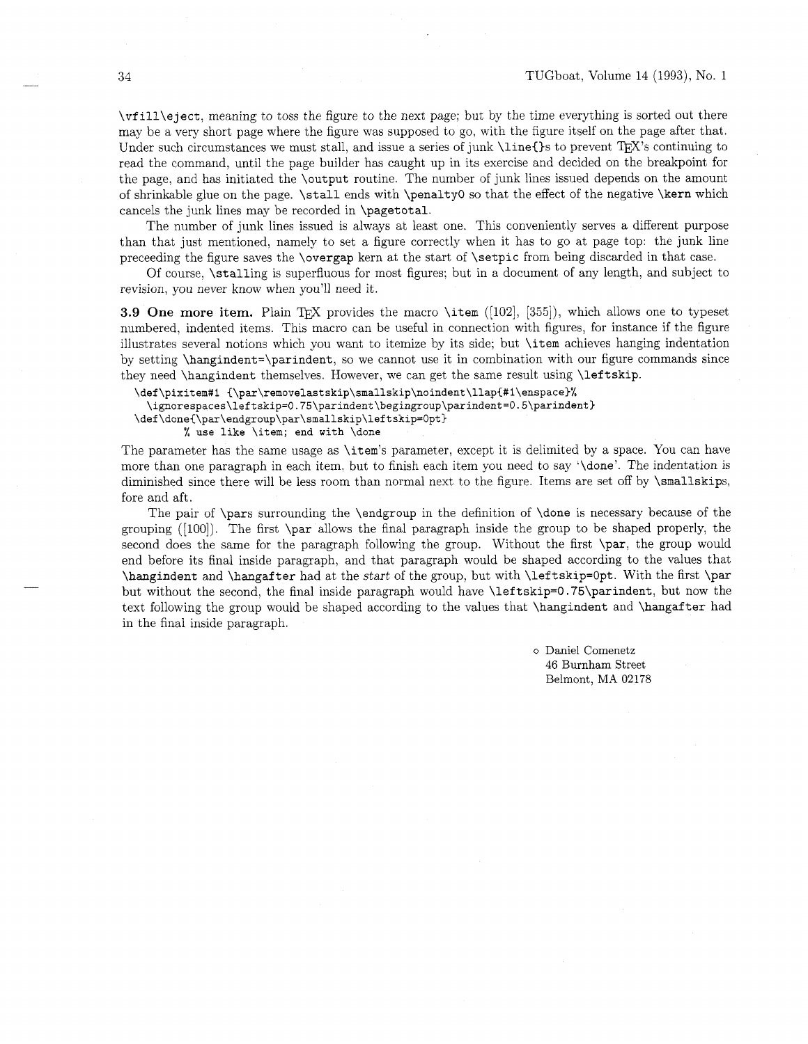`\vfill\eject`, meaning to toss the figure to the next page; but by the time everything is sorted out there may be a very short page where the figure was supposed to go, with the figure itself on the page after that. Under such circumstances we must stall, and issue a series of junk `\line{}`s to prevent TEX's continuing to read the command, until the page builder has caught up in its exercise and decided on the breakpoint for the page, and has initiated the `\output` routine. The number of junk lines issued depends on the amount of shrinkable glue on the page. `\stall` ends with `\penalty0` so that the effect of the negative `\kern` which cancels the junk lines may be recorded in `\pagetotal`.

The number of junk lines issued is always at least one. This conveniently serves a different purpose than that just mentioned, namely to set a figure correctly when it has to go at page top: the junk line preceeding the figure saves the `\overgap` kern at the start of `\setpic` from being discarded in that case.

Of course, `\stall`ing is superfluous for most figures; but in a document of any length, and subject to revision, *you never know* when you'll need it.

**3.9 One more item.** Plain TEX provides the macro `\item` ([102], [355]), which allows one to typeset numbered, indented items. This macro can be useful in connection with figures, for instance if the figure illustrates several notions which you want to itemize by its side; but `\item` achieves hanging indentation by setting `\hangindent=\parindent`, so we cannot use it in combination with our figure commands since they need `\hangindent` themselves. However, we can get the same result using `\leftskip`.

```
\def\pixitem#1 {\par\removelastskip\smallskip\noindent\llap{#1\enspace}%
  \ignorespaces\leftskip=0.75\parindent\begingroup\parindent=0.5\parindent}
\def\done{\par\endgroup\par\smallskip\leftskip=0pt}
        % use like \item; end with \done
```

The parameter has the same usage as `\item`'s parameter, except it is delimited by a space. You can have more than one paragraph in each item, but to finish each item you need to say '`\done`'. The indentation is diminished since there will be less room than normal next to the figure. Items are set off by `\smallskip`s, fore and aft.

The pair of `\par`s surrounding the `\endgroup` in the definition of `\done` is necessary because of the grouping ([100]). The first `\par` allows the final paragraph inside the group to be shaped properly, the second does the same for the paragraph following the group. Without the first `\par`, the group would end before its final inside paragraph, and that paragraph would be shaped according to the values that `\hangindent` and `\hangafter` had at the *start* of the group, but with `\leftskip=0pt`. With the first `\par` but without the second, the final inside paragraph would have `\leftskip=0.75\parindent`, but now the text following the group would be shaped according to the values that `\hangindent` and `\hangafter` had in the final inside paragraph.

◇ Daniel Comenetz
46 Burnham Street
Belmont, MA 02178